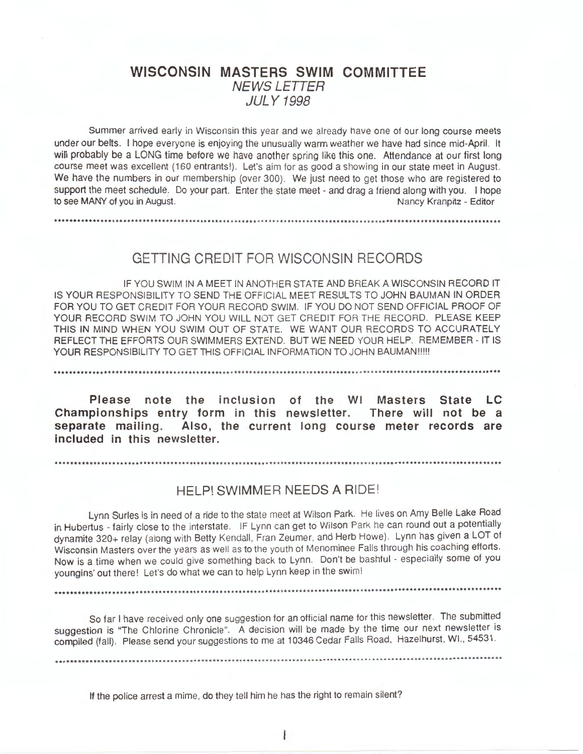# WISCONSIN MASTERS SWIM COMMITTEE

*NEWS LETTER*

*JULY 1998*

Summer arrived early in Wisconsin this year and we already have one of our long course meets under our belts. I hope everyone is enjoying the unusually warm weather we have had since mid-April. It will probably be a LONG time before we have another spring like this one. Attendance at our first long course meet was excellent (160 entrants!). Let's aim for as good a showing in our state meet in August. We have the numbers in our membership (over 300). We just need to get those who are registered to support the meet schedule. Do your part. Enter the state meet - and drag a friend along with you. I hope to see MANY of you in August.

Nancy Kranpitz - Editor

---

## GETTING CREDIT FOR WISCONSIN RECORDS

IF YOU SWIM IN A MEET IN ANOTHER STATE AND BREAK A WISCONSIN RECORD IT IS YOUR RESPONSIBILITY TO SEND THE OFFICIAL MEET RESULTS TO JOHN BAUMAN IN ORDER FOR YOU TO GET CREDIT FOR YOUR RECORD SWIM. IF YOU DO NOT SEND OFFICIAL PROOF OF YOUR RECORD SWIM TO JOHN YOU WILL NOT GET CREDIT FOR THE RECORD. PLEASE KEEP THIS IN MIND WHEN YOU SWIM OUT OF STATE. WE WANT OUR RECORDS TO ACCURATELY REFLECT THE EFFORTS OUR SWIMMERS EXTEND. BUT WE NEED YOUR HELP. REMEMBER - IT IS YOUR RESPONSIBILITY TO GET THIS OFFICIAL INFORMATION TO JOHN BAUMAN!!!!!

---

**Please note the inclusion of the WI Masters State LC Championships entry form in this newsletter. There will not be a separate mailing. Also, the current long course meter records are included in this newsletter.**

---

## HELP! SWIMMER NEEDS A RIDE!

Lynn Surles is in need of a ride to the state meet at Wilson Park. He lives on Amy Belle Lake Road in Hubertus - fairly close to the interstate. IF Lynn can get to Wilson Park he can round out a potentially dynamite 320+ relay (along with Betty Kendall, Fran Zeumer, and Herb Howe). Lynn has given a LOT of Wisconsin Masters over the years as well as to the youth of Menominee Falls through his coaching efforts. Now is a time when we could give something back to Lynn. Don't be bashful - especially some of you youngins' out there! Let's do what we can to help Lynn keep in the swim!

---

So far I have received only one suggestion for an official name for this newsletter. The submitted suggestion is "The Chlorine Chronicle". A decision will be made by the time our next newsletter is compiled (fall). Please send your suggestions to me at 10346 Cedar Falls Road, Hazelhurst, WI., 54531.

---

If the police arrest a mime, do they tell him he has the right to remain silent?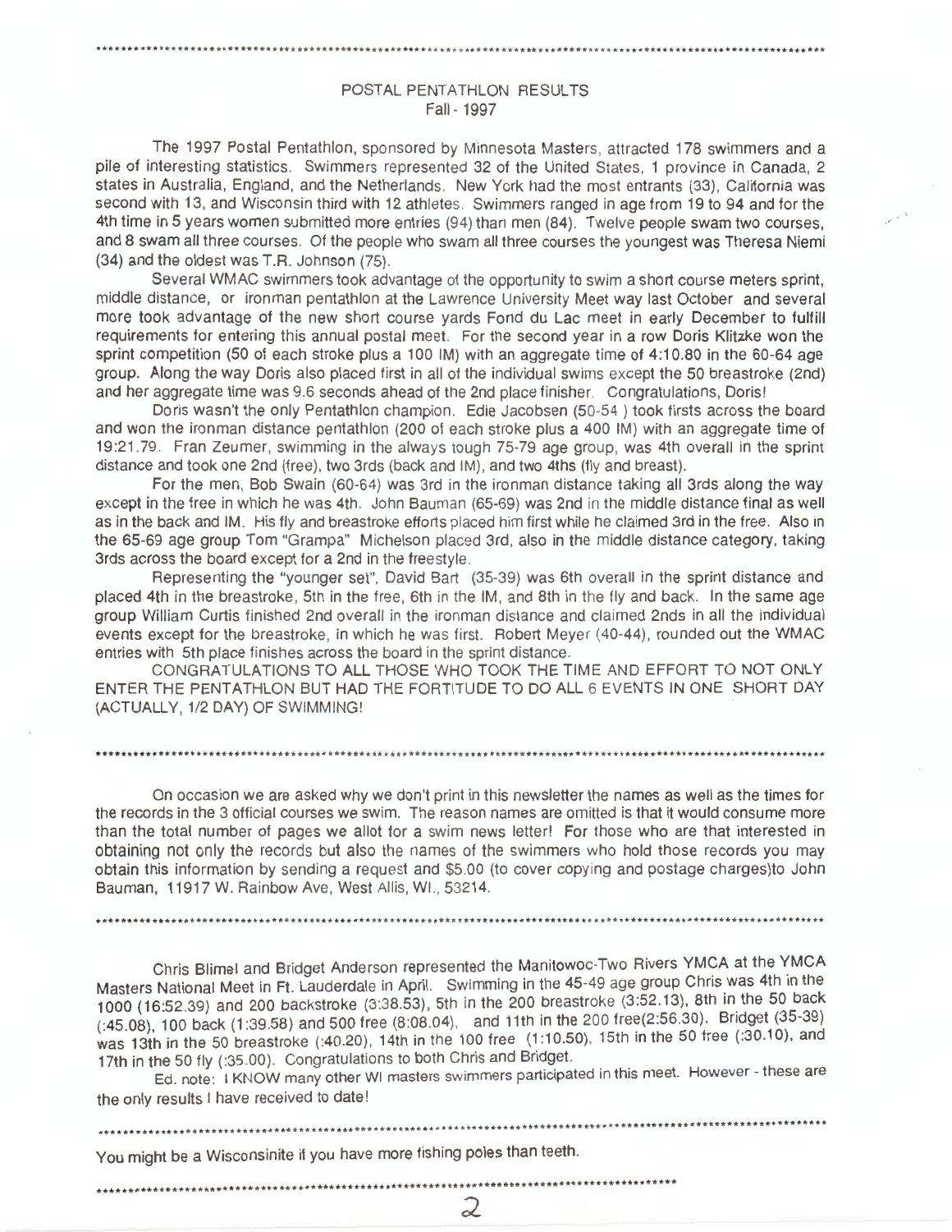## POSTAL PENTATHLON RESULTS
### Fall - 1997

The 1997 Postal Pentathlon, sponsored by Minnesota Masters, attracted 178 swimmers and a pile of interesting statistics. Swimmers represented 32 of the United States, 1 province in Canada, 2 states in Australia, England, and the Netherlands. New York had the most entrants (33), California was second with 13, and Wisconsin third with 12 athletes. Swimmers ranged in age from 19 to 94 and for the 4th time in 5 years women submitted more entries (94) than men (84). Twelve people swam two courses, and 8 swam all three courses. Of the people who swam all three courses the youngest was Theresa Niemi (34) and the oldest was T.R. Johnson (75).

Several WMAC swimmers took advantage of the opportunity to swim a short course meters sprint, middle distance, or ironman pentathlon at the Lawrence University Meet way last October and several more took advantage of the new short course yards Fond du Lac meet in early December to fulfill requirements for entering this annual postal meet. For the second year in a row Doris Klitzke won the sprint competition (50 of each stroke plus a 100 IM) with an aggregate time of 4:10.80 in the 60-64 age group. Along the way Doris also placed first in all of the individual swims except the 50 breastroke (2nd) and her aggregate time was 9.6 seconds ahead of the 2nd place finisher. Congratulations, Doris!

Doris wasn't the only Pentathlon champion. Edie Jacobsen (50-54 ) took firsts across the board and won the ironman distance pentathlon (200 of each stroke plus a 400 IM) with an aggregate time of 19:21.79. Fran Zeumer, swimming in the always tough 75-79 age group, was 4th overall in the sprint distance and took one 2nd (free), two 3rds (back and IM), and two 4ths (fly and breast).

For the men, Bob Swain (60-64) was 3rd in the ironman distance taking all 3rds along the way except in the free in which he was 4th. John Bauman (65-69) was 2nd in the middle distance final as well as in the back and IM. His fly and breastroke efforts placed him first while he claimed 3rd in the free. Also in the 65-69 age group Tom "Grampa" Michelson placed 3rd, also in the middle distance category, taking 3rds across the board except for a 2nd in the freestyle.

Representing the "younger set", David Bart (35-39) was 6th overall in the sprint distance and placed 4th in the breastroke, 5th in the free, 6th in the IM, and 8th in the fly and back. In the same age group William Curtis finished 2nd overall in the ironman distance and claimed 2nds in all the individual events except for the breastroke, in which he was first. Robert Meyer (40-44), rounded out the WMAC entries with 5th place finishes across the board in the sprint distance.

CONGRATULATIONS TO ALL THOSE WHO TOOK THE TIME AND EFFORT TO NOT ONLY ENTER THE PENTATHLON BUT HAD THE FORTITUDE TO DO ALL 6 EVENTS IN ONE SHORT DAY (ACTUALLY, 1/2 DAY) OF SWIMMING!

---

On occasion we are asked why we don't print in this newsletter the names as well as the times for the records in the 3 official courses we swim. The reason names are omitted is that it would consume more than the total number of pages we allot for a swim news letter! For those who are that interested in obtaining not only the records but also the names of the swimmers who hold those records you may obtain this information by sending a request and $5.00 (to cover copying and postage charges)to John Bauman, 11917 W. Rainbow Ave, West Allis, WI., 53214.

---

Chris Blimel and Bridget Anderson represented the Manitowoc-Two Rivers YMCA at the YMCA Masters National Meet in Ft. Lauderdale in April. Swimming in the 45-49 age group Chris was 4th in the 1000 (16:52.39) and 200 backstroke (3:38.53), 5th in the 200 breastroke (3:52.13), 8th in the 50 back (:45.08), 100 back (1:39.58) and 500 free (8:08.04), and 11th in the 200 free(2:56.30). Bridget (35-39) was 13th in the 50 breastroke (:40.20), 14th in the 100 free (1:10.50), 15th in the 50 free (:30.10), and 17th in the 50 fly (:35.00). Congratulations to both Chris and Bridget.

Ed. note: I KNOW many other WI masters swimmers participated in this meet. However - these are the only results I have received to date!

---

You might be a Wisconsinite if you have more fishing poles than teeth.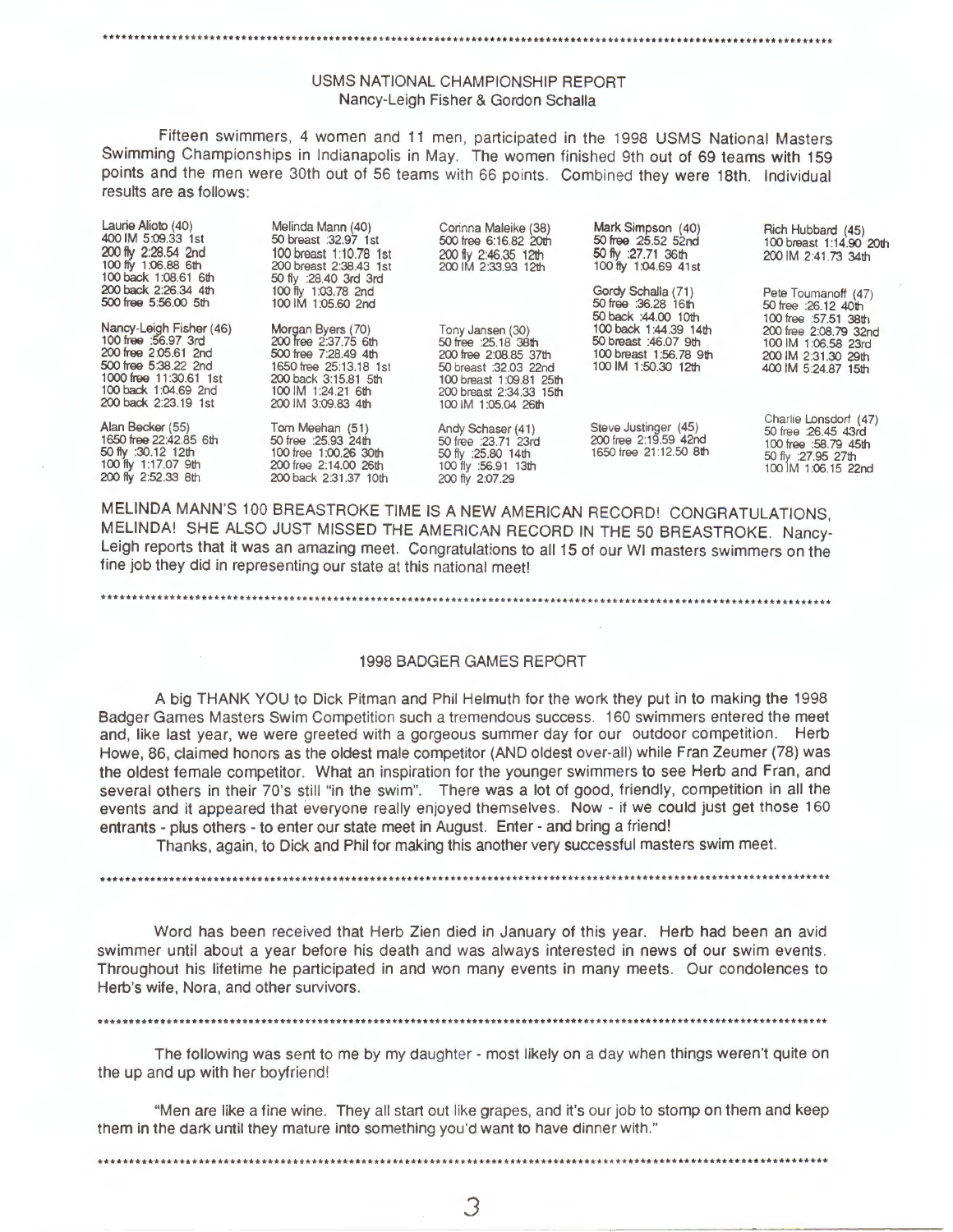## USMS NATIONAL CHAMPIONSHIP REPORT

Nancy-Leigh Fisher & Gordon Schalla

Fifteen swimmers, 4 women and 11 men, participated in the 1998 USMS National Masters Swimming Championships in Indianapolis in May. The women finished 9th out of 69 teams with 159 points and the men were 30th out of 56 teams with 66 points. Combined they were 18th. Individual results are as follows:

**Laurie Alioto (40)**
400 IM 5:09.33 1st
200 fly 2:28.54 2nd
100 fly 1:06.88 6th
100 back 1:08.61 6th
200 back 2:26.34 4th
500 free 5:56.00 5th

**Nancy-Leigh Fisher (46)**
100 free :56.97 3rd
200 free 2:05.61 2nd
500 free 5:38.22 2nd
1000 free 11:30.61 1st
100 back 1:04.69 2nd
200 back 2:23.19 1st

**Alan Becker (55)**
1650 free 22:42.85 6th
50 fly :30.12 12th
100 fly 1:17.07 9th
200 fly 2:52.33 8th

**Melinda Mann (40)**
50 breast :32.97 1st
100 breast 1:10.78 1st
200 breast 2:38.43 1st
50 fly :28.40 3rd 3rd
100 fly 1:03.78 2nd
100 IM 1:05.60 2nd

**Morgan Byers (70)**
200 free 2:37.75 6th
500 free 7:28.49 4th
1650 free 25:13.18 1st
200 back 3:15.81 5th
100 IM 1:24.21 6th
200 IM 3:09.83 4th

**Tom Meehan (51)**
50 free :25.93 24th
100 free 1:00.26 30th
200 free 2:14.00 26th
200 back 2:31.37 10th

**Corinna Maleike (38)**
500 free 6:16.82 20th
200 fly 2:46.35 12th
200 IM 2:33.93 12th

**Tony Jansen (30)**
50 free :25.18 38th
200 free 2:08.85 37th
50 breast :32.03 22nd
100 breast 1:09.81 25th
200 breast 2:34.33 15th
100 IM 1:05.04 26th

**Andy Schaser (41)**
50 free :23.71 23rd
50 fly :25.80 14th
100 fly :56.91 13th
200 fly 2:07.29

**Mark Simpson (40)**
50 free :25.52 52nd
50 fly :27.71 36th
100 fly 1:04.69 41st

**Gordy Schalla (71)**
50 free :36.28 16th
50 back :44.00 10th
100 back 1:44.39 14th
50 breast :46.07 9th
100 breast 1:56.78 9th
100 IM 1:50.30 12th

**Steve Justinger (45)**
200 free 2:19.59 42nd
1650 free 21:12.50 8th

**Rich Hubbard (45)**
100 breast 1:14.90 20th
200 IM 2:41.73 34th

**Pete Toumanoff (47)**
50 free :26.12 40th
100 free :57.51 38th
200 free 2:08.79 32nd
100 IM 1:06.58 23rd
200 IM 2:31.30 29th
400 IM 5:24.87 15th

**Charlie Lonsdorf (47)**
50 free :26.45 43rd
100 free :58.79 45th
50 fly :27.95 27th
100 IM 1:06.15 22nd

MELINDA MANN'S 100 BREASTROKE TIME IS A NEW AMERICAN RECORD! CONGRATULATIONS, MELINDA! SHE ALSO JUST MISSED THE AMERICAN RECORD IN THE 50 BREASTROKE. Nancy-Leigh reports that it was an amazing meet. Congratulations to all 15 of our WI masters swimmers on the fine job they did in representing our state at this national meet!

## 1998 BADGER GAMES REPORT

A big THANK YOU to Dick Pitman and Phil Helmuth for the work they put in to making the 1998 Badger Games Masters Swim Competition such a tremendous success. 160 swimmers entered the meet and, like last year, we were greeted with a gorgeous summer day for our outdoor competition. Herb Howe, 86, claimed honors as the oldest male competitor (AND oldest over-all) while Fran Zeumer (78) was the oldest female competitor. What an inspiration for the younger swimmers to see Herb and Fran, and several others in their 70's still "in the swim". There was a lot of good, friendly, competition in all the events and it appeared that everyone really enjoyed themselves. Now - if we could just get those 160 entrants - plus others - to enter our state meet in August. Enter - and bring a friend!

Thanks, again, to Dick and Phil for making this another very successful masters swim meet.

---

Word has been received that Herb Zien died in January of this year. Herb had been an avid swimmer until about a year before his death and was always interested in news of our swim events. Throughout his lifetime he participated in and won many events in many meets. Our condolences to Herb's wife, Nora, and other survivors.

---

The following was sent to me by my daughter - most likely on a day when things weren't quite on the up and up with her boyfriend!

"Men are like a fine wine. They all start out like grapes, and it's our job to stomp on them and keep them in the dark until they mature into something you'd want to have dinner with."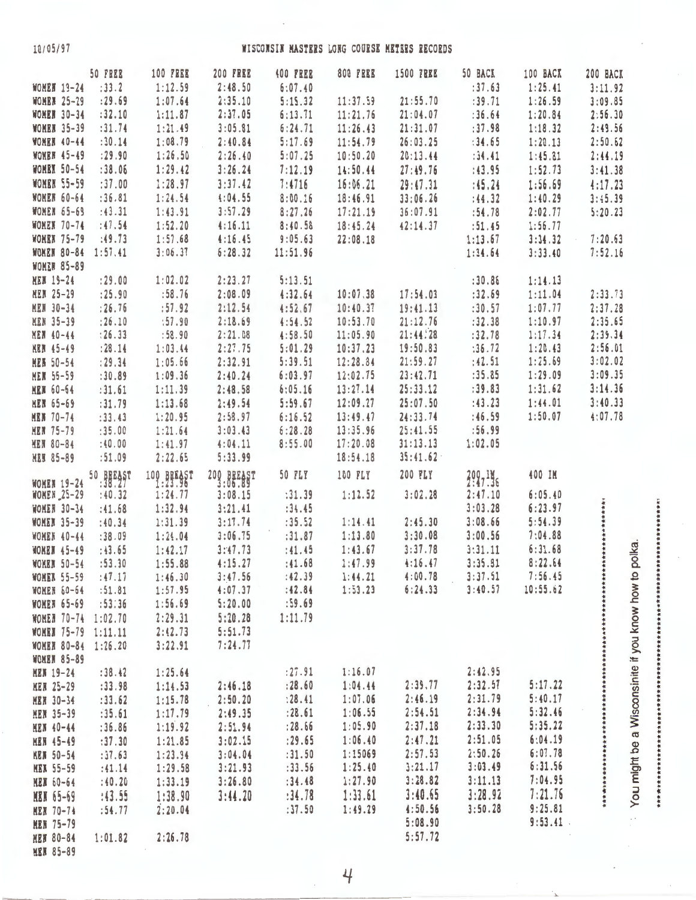10/05/97

# WISCONSIN MASTERS LONG COURSE METERS RECORDS

| | 50 FREE | 100 FREE | 200 FREE | 400 FREE | 800 FREE | 1500 FREE | 50 BACK | 100 BACK | 200 BACK |
|---|---|---|---|---|---|---|---|---|---|
| WOMEN 19-24 | :33.2 | 1:12.59 | 2:48.50 | 6:07.40 | | | :37.63 | 1:25.41 | 3:11.92 |
| WOMEN 25-29 | :29.69 | 1:07.64 | 2:35.10 | 5:15.32 | 11:37.59 | 21:55.70 | :39.71 | 1:26.59 | 3:09.85 |
| WOMEN 30-34 | :32.10 | 1:11.87 | 2:37.05 | 6:13.71 | 11:21.76 | 21:04.07 | :36.64 | 1:20.84 | 2:56.30 |
| WOMEN 35-39 | :31.74 | 1:21.49 | 3:05.81 | 6:24.71 | 11:26.43 | 21:31.07 | :37.98 | 1:18.32 | 2:49.56 |
| WOMEN 40-44 | :30.14 | 1:08.79 | 2:40.84 | 5:17.69 | 11:54.79 | 26:03.25 | :34.65 | 1:20.13 | 2:50.62 |
| WOMEN 45-49 | :29.90 | 1:26.50 | 2:26.40 | 5:07.25 | 10:50.20 | 20:13.44 | :34.41 | 1:45.81 | 2:44.19 |
| WOMEN 50-54 | :38.06 | 1:29.42 | 3:26.24 | 7:12.19 | 14:50.44 | 27:49.76 | :43.95 | 1:52.73 | 3:41.38 |
| WOMEN 55-59 | :37.00 | 1:28.97 | 3:37.42 | 7:4716 | 16:06.21 | 29:47.31 | :45.24 | 1:56.69 | 4:17.23 |
| WOMEN 60-64 | :36.81 | 1:24.54 | 4:04.55 | 8:00.16 | 18:46.91 | 33:06.26 | :44.32 | 1:40.29 | 3:45.39 |
| WOMEN 65-69 | :43.31 | 1:43.91 | 3:57.29 | 8:27.26 | 17:21.19 | 36:07.91 | :54.78 | 2:02.77 | 5:20.23 |
| WOMEN 70-74 | :47.54 | 1:52.20 | 4:16.11 | 8:40.58 | 18:45.24 | 42:14.37 | :51.45 | 1:56.77 | |
| WOMEN 75-79 | :49.73 | 1:57.68 | 4:16.45 | 9:05.63 | 22:08.18 | | 1:13.67 | 3:34.32 | 7:20.63 |
| WOMEN 80-84 | 1:57.41 | 3:06.37 | 6:28.32 | 11:51.96 | | | 1:34.64 | 3:33.40 | 7:52.16 |
| WOMEN 85-89 | | | | | | | | | |
| MEN 19-24 | :29.00 | 1:02.02 | 2:23.27 | 5:13.51 | | | :30.86 | 1:14.13 | |
| MEN 25-29 | :25.90 | :58.76 | 2:08.09 | 4:32.64 | 10:07.38 | 17:54.03 | :32.69 | 1:11.04 | 2:33.73 |
| MEN 30-34 | :26.76 | :57.92 | 2:12.54 | 4:52.67 | 10:40.37 | 19:41.13 | :30.57 | 1:07.77 | 2:37.28 |
| MEN 35-39 | :26.10 | :57.90 | 2:18.69 | 4:54.52 | 10:53.70 | 21:12.76 | :32.38 | 1:10.97 | 2:35.65 |
| MEN 40-44 | :26.33 | :58.90 | 2:21.08 | 4:58.50 | 11:05.90 | 21:44:28 | :32.78 | 1:17.34 | 2:39.34 |
| MEN 45-49 | :28.14 | 1:03.44 | 2:27.75 | 5:01.29 | 10:37.23 | 19:50.83 | :36.72 | 1:20.43 | 2:56.01 |
| MEN 50-54 | :29.34 | 1:05.66 | 2:32.91 | 5:39.51 | 12:28.84 | 21:59.27 | :42.51 | 1:25.69 | 3:02.02 |
| MEN 55-59 | :30.89 | 1:09.36 | 2:40.24 | 6:03.97 | 12:02.75 | 23:42.71 | :35.85 | 1:29.09 | 3:09.35 |
| MEN 60-64 | :31.61 | 1:11.39 | 2:48.58 | 6:05.16 | 13:27.14 | 25:33.12 | :39.83 | 1:31.62 | 3:14.36 |
| MEN 65-69 | :31.79 | 1:13.68 | 2:49.54 | 5:59.67 | 12:09.27 | 25:07.50 | :43.23 | 1:44.01 | 3:40.33 |
| MEN 70-74 | :33.43 | 1:20.95 | 2:58.97 | 6:16.52 | 13:49.47 | 24:33.74 | :46.59 | 1:50.07 | 4:07.78 |
| MEN 75-79 | :35.00 | 1:21.64 | 3:03.43 | 6:28.28 | 13:35.96 | 25:41.55 | :56.99 | | |
| MEN 80-84 | :40.00 | 1:41.97 | 4:04.11 | 8:55.00 | 17:20.08 | 31:13.13 | 1:02.05 | | |
| MEN 85-89 | :51.09 | 2:22.65 | 5:33.99 | | 18:54.18 | 35:41.62 | | | |

| | 50 BREAST | 100 BREAST | 200 BREAST | 50 FLY | 100 FLY | 200 FLY | 200 IM | 400 IM |
|---|---|---|---|---|---|---|---|---|
| WOMEN 19-24 | :38.27 | 1:23.96 | 3:06.89 | | | | 2:47.36 | |
| WOMEN 25-29 | :40.32 | 1:24.77 | 3:08.15 | :31.39 | 1:12.52 | 3:02.28 | 2:47.10 | 6:05.40 |
| WOMEN 30-34 | :41.68 | 1:32.94 | 3:21.41 | :34.45 | | | 3:03.28 | 6:23.97 |
| WOMEN 35-39 | :40.34 | 1:31.39 | 3:17.74 | :35.52 | 1:14.41 | 2:45.30 | 3:08.66 | 5:54.39 |
| WOMEN 40-44 | :38.09 | 1:24.04 | 3:06.75 | :31.87 | 1:13.80 | 3:30.08 | 3:00.56 | 7:04.88 |
| WOMEN 45-49 | :43.65 | 1:42.17 | 3:47.73 | :41.45 | 1:43.67 | 3:37.78 | 3:31.11 | 6:31.68 |
| WOMEN 50-54 | :53.30 | 1:55.88 | 4:15.27 | :41.68 | 1:47.99 | 4:16.47 | 3:35.81 | 8:22.64 |
| WOMEN 55-59 | :47.17 | 1:46.30 | 3:47.56 | :42.39 | 1:44.21 | 4:00.78 | 3:37.51 | 7:56.45 |
| WOMEN 60-64 | :51.81 | 1:57.95 | 4:07.37 | :42.84 | 1:53.23 | 6:24.33 | 3:40.57 | 10:55.62 |
| WOMEN 65-69 | :53:36 | 1:56.69 | 5:20.00 | :59.69 | | | | |
| WOMEN 70-74 | 1:02.70 | 2:29.31 | 5:20.28 | 1:11.79 | | | | |
| WOMEN 75-79 | 1:11.11 | 2:42.73 | 5:51.73 | | | | | |
| WOMEN 80-84 | 1:26.20 | 3:22.91 | 7:24.77 | | | | | |
| WOMEN 85-89 | | | | | | | | |
| MEN 19-24 | :38.42 | 1:25.64 | | :27.91 | 1:16.07 | | 2:42.95 | |
| MEN 25-29 | :33.98 | 1:14.53 | 2:46.18 | :28.60 | 1:04.44 | 2:39.77 | 2:32.57 | 5:17.22 |
| MEN 30-34 | :33.62 | 1:15.78 | 2:50.20 | :28.41 | 1:07.06 | 2:46.19 | 2:31.79 | 5:40.17 |
| MEN 35-39 | :35.61 | 1:17.79 | 2:49.35 | :28.61 | 1:06.55 | 2:54.51 | 2:34.94 | 5:32.46 |
| MEN 40-44 | :36.86 | 1:19.92 | 2:51.94 | :28.66 | 1:05.90 | 2:37.18 | 2:33.30 | 5:35.22 |
| MEN 45-49 | :37.30 | 1:21.85 | 3:02.15 | :29.65 | 1:06.40 | 2:47.21 | 2:51.05 | 6:04.19 |
| MEN 50-54 | :37.63 | 1:23.34 | 3:04.04 | :31.50 | 1:15069 | 2:57.53 | 2:50.26 | 6:07.78 |
| MEN 55-59 | :41.14 | 1:29.58 | 3:21.93 | :33.56 | 1:25.40 | 3:21.17 | 3:03.49 | 6:31.56 |
| MEN 60-64 | :40.20 | 1:33.19 | 3:26.80 | :34.48 | 1:27.90 | 3:28.82 | 3:11.13 | 7:04.95 |
| MEN 65-69 | :43.55 | 1:38.90 | 3:44.20 | :34.78 | 1:33.61 | 3:40.65 | 3:28.92 | 7:21.76 |
| MEN 70-74 | :54.77 | 2:20.04 | | :37.50 | 1:49.29 | 4:50.56 | 3:50.28 | 9:25.81 |
| MEN 75-79 | | | | | | 5:08.90 | | 9:53.41 |
| MEN 80-84 | 1:01.82 | 2:26.78 | | | | 5:57.72 | | |
| MEN 85-89 | | | | | | | | |

You might be a Wisconsinite if you know how to polka.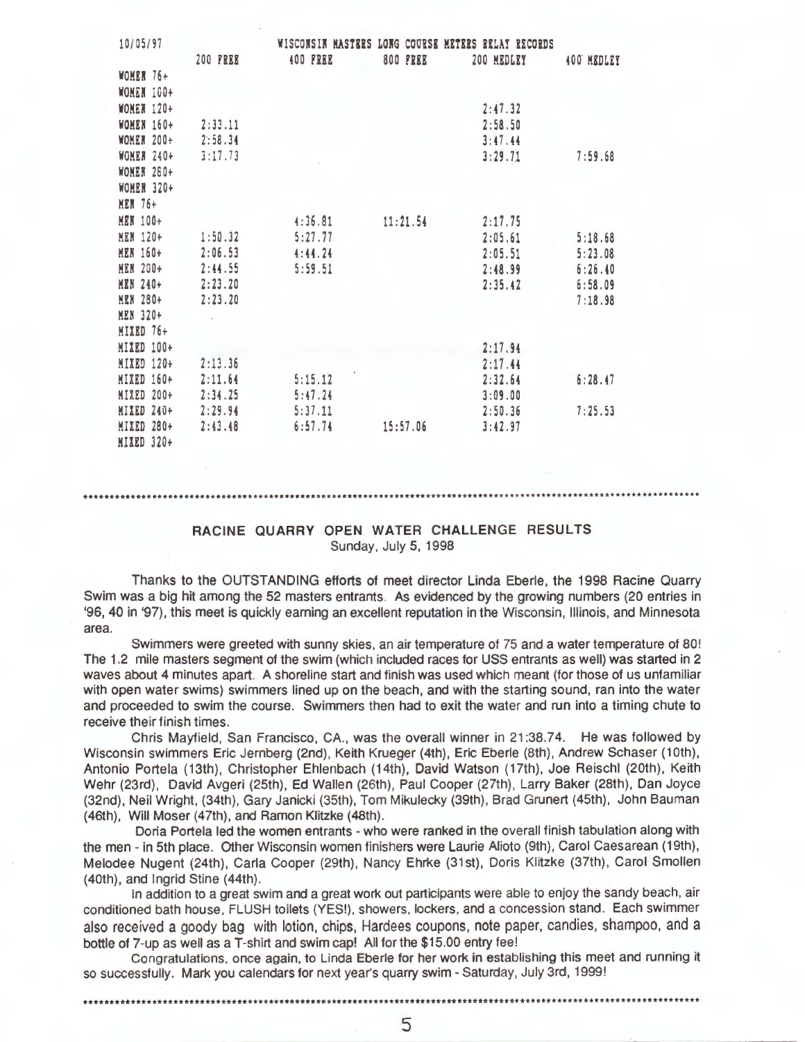10/05/97

WISCONSIN MASTERS LONG COURSE METERS RELAY RECORDS

| | 200 FREE | 400 FREE | 800 FREE | 200 MEDLEY | 400 MEDLEY |
|---|---|---|---|---|---|
| WOMEN 76+ | | | | | |
| WOMEN 100+ | | | | | |
| WOMEN 120+ | | | | 2:47.32 | |
| WOMEN 160+ | 2:33.11 | | | 2:58.50 | |
| WOMEN 200+ | 2:58.34 | | | 3:47.44 | |
| WOMEN 240+ | 3:17.73 | | | 3:29.71 | 7:59.68 |
| WOMEN 280+ | | | | | |
| WOMEN 320+ | | | | | |
| MEN 76+ | | | | | |
| MEN 100+ | | 4:36.81 | 11:21.54 | 2:17.75 | |
| MEN 120+ | 1:50.32 | 5:27.77 | | 2:05.61 | 5:18.68 |
| MEN 160+ | 2:06.53 | 4:44.24 | | 2:05.51 | 5:23.08 |
| MEN 200+ | 2:44.55 | 5:59.51 | | 2:48.99 | 6:26.40 |
| MEN 240+ | 2:23.20 | | | 2:35.42 | 6:58.09 |
| MEN 280+ | 2:23.20 | | | | 7:18.98 |
| MEN 320+ | | | | | |
| MIXED 76+ | | | | | |
| MIXED 100+ | | | | 2:17.94 | |
| MIXED 120+ | 2:13.36 | | | 2:17.44 | |
| MIXED 160+ | 2:11.64 | 5:15.12 | | 2:32.64 | 6:28.47 |
| MIXED 200+ | 2:34.25 | 5:47.24 | | 3:09.00 | |
| MIXED 240+ | 2:29.94 | 5:37.11 | | 2:50.36 | 7:25.53 |
| MIXED 280+ | 2:43.48 | 6:57.74 | 15:57.06 | 3:42.97 | |
| MIXED 320+ | | | | | |

\*\*\*\*\*\*\*\*\*\*\*\*\*\*\*\*\*\*\*\*\*\*\*\*\*\*\*\*\*\*\*\*\*\*\*\*\*\*\*\*

## RACINE QUARRY OPEN WATER CHALLENGE RESULTS

Sunday, July 5, 1998

Thanks to the OUTSTANDING efforts of meet director Linda Eberle, the 1998 Racine Quarry Swim was a big hit among the 52 masters entrants. As evidenced by the growing numbers (20 entries in '96, 40 in '97), this meet is quickly earning an excellent reputation in the Wisconsin, Illinois, and Minnesota area.

Swimmers were greeted with sunny skies, an air temperature of 75 and a water temperature of 80! The 1.2 mile masters segment of the swim (which included races for USS entrants as well) was started in 2 waves about 4 minutes apart. A shoreline start and finish was used which meant (for those of us unfamiliar with open water swims) swimmers lined up on the beach, and with the starting sound, ran into the water and proceeded to swim the course. Swimmers then had to exit the water and run into a timing chute to receive their finish times.

Chris Mayfield, San Francisco, CA., was the overall winner in 21:38.74. He was followed by Wisconsin swimmers Eric Jernberg (2nd), Keith Krueger (4th), Eric Eberle (8th), Andrew Schaser (10th), Antonio Portela (13th), Christopher Ehlenbach (14th), David Watson (17th), Joe Reischl (20th), Keith Wehr (23rd), David Avgeri (25th), Ed Wallen (26th), Paul Cooper (27th), Larry Baker (28th), Dan Joyce (32nd), Neil Wright, (34th), Gary Janicki (35th), Tom Mikulecky (39th), Brad Grunert (45th), John Bauman (46th), Will Moser (47th), and Ramon Klitzke (48th).

Doria Portela led the women entrants - who were ranked in the overall finish tabulation along with the men - in 5th place. Other Wisconsin women finishers were Laurie Alioto (9th), Carol Caesarean (19th), Melodee Nugent (24th), Carla Cooper (29th), Nancy Ehrke (31st), Doris Klitzke (37th), Carol Smollen (40th), and Ingrid Stine (44th).

In addition to a great swim and a great work out participants were able to enjoy the sandy beach, air conditioned bath house, FLUSH toilets (YES!), showers, lockers, and a concession stand. Each swimmer also received a goody bag with lotion, chips, Hardees coupons, note paper, candies, shampoo, and a bottle of 7-up as well as a T-shirt and swim cap! All for the $15.00 entry fee!

Congratulations, once again, to Linda Eberle for her work in establishing this meet and running it so successfully. Mark you calendars for next year's quarry swim - Saturday, July 3rd, 1999!

\*\*\*\*\*\*\*\*\*\*\*\*\*\*\*\*\*\*\*\*\*\*\*\*\*\*\*\*\*\*\*\*\*\*\*\*\*\*\*\*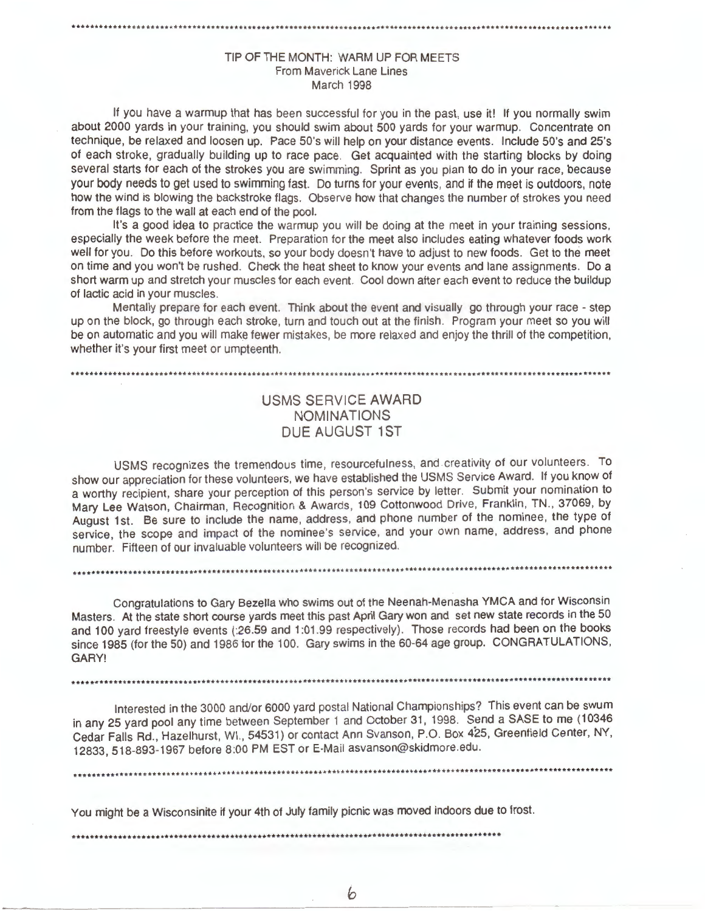---

### TIP OF THE MONTH: WARM UP FOR MEETS
From Maverick Lane Lines
March 1998

If you have a warmup that has been successful for you in the past, use it! If you normally swim about 2000 yards in your training, you should swim about 500 yards for your warmup. Concentrate on technique, be relaxed and loosen up. Pace 50's will help on your distance events. Include 50's and 25's of each stroke, gradually building up to race pace. Get acquainted with the starting blocks by doing several starts for each of the strokes you are swimming. Sprint as you plan to do in your race, because your body needs to get used to swimming fast. Do turns for your events, and if the meet is outdoors, note how the wind is blowing the backstroke flags. Observe how that changes the number of strokes you need from the flags to the wall at each end of the pool.

It's a good idea to practice the warmup you will be doing at the meet in your training sessions, especially the week before the meet. Preparation for the meet also includes eating whatever foods work well for you. Do this before workouts, so your body doesn't have to adjust to new foods. Get to the meet on time and you won't be rushed. Check the heat sheet to know your events and lane assignments. Do a short warm up and stretch your muscles for each event. Cool down after each event to reduce the buildup of lactic acid in your muscles.

Mentally prepare for each event. Think about the event and visually go through your race - step up on the block, go through each stroke, turn and touch out at the finish. Program your meet so you will be on automatic and you will make fewer mistakes, be more relaxed and enjoy the thrill of the competition, whether it's your first meet or umpteenth.

---

## USMS SERVICE AWARD NOMINATIONS DUE AUGUST 1ST

USMS recognizes the tremendous time, resourcefulness, and creativity of our volunteers. To show our appreciation for these volunteers, we have established the USMS Service Award. If you know of a worthy recipient, share your perception of this person's service by letter. Submit your nomination to Mary Lee Watson, Chairman, Recognition & Awards, 109 Cottonwood Drive, Franklin, TN., 37069, by August 1st. Be sure to include the name, address, and phone number of the nominee, the type of service, the scope and impact of the nominee's service, and your own name, address, and phone number. Fifteen of our invaluable volunteers will be recognized.

---

Congratulations to Gary Bezella who swims out of the Neenah-Menasha YMCA and for Wisconsin Masters. At the state short course yards meet this past April Gary won and set new state records in the 50 and 100 yard freestyle events (:26.59 and 1:01.99 respectively). Those records had been on the books since 1985 (for the 50) and 1986 for the 100. Gary swims in the 60-64 age group. CONGRATULATIONS, GARY!

---

Interested in the 3000 and/or 6000 yard postal National Championships? This event can be swum in any 25 yard pool any time between September 1 and October 31, 1998. Send a SASE to me (10346 Cedar Falls Rd., Hazelhurst, WI., 54531) or contact Ann Svanson, P.O. Box 425, Greenfield Center, NY, 12833, 518-893-1967 before 8:00 PM EST or E-Mail asvanson@skidmore.edu.

---

You might be a Wisconsinite if your 4th of July family picnic was moved indoors due to frost.

---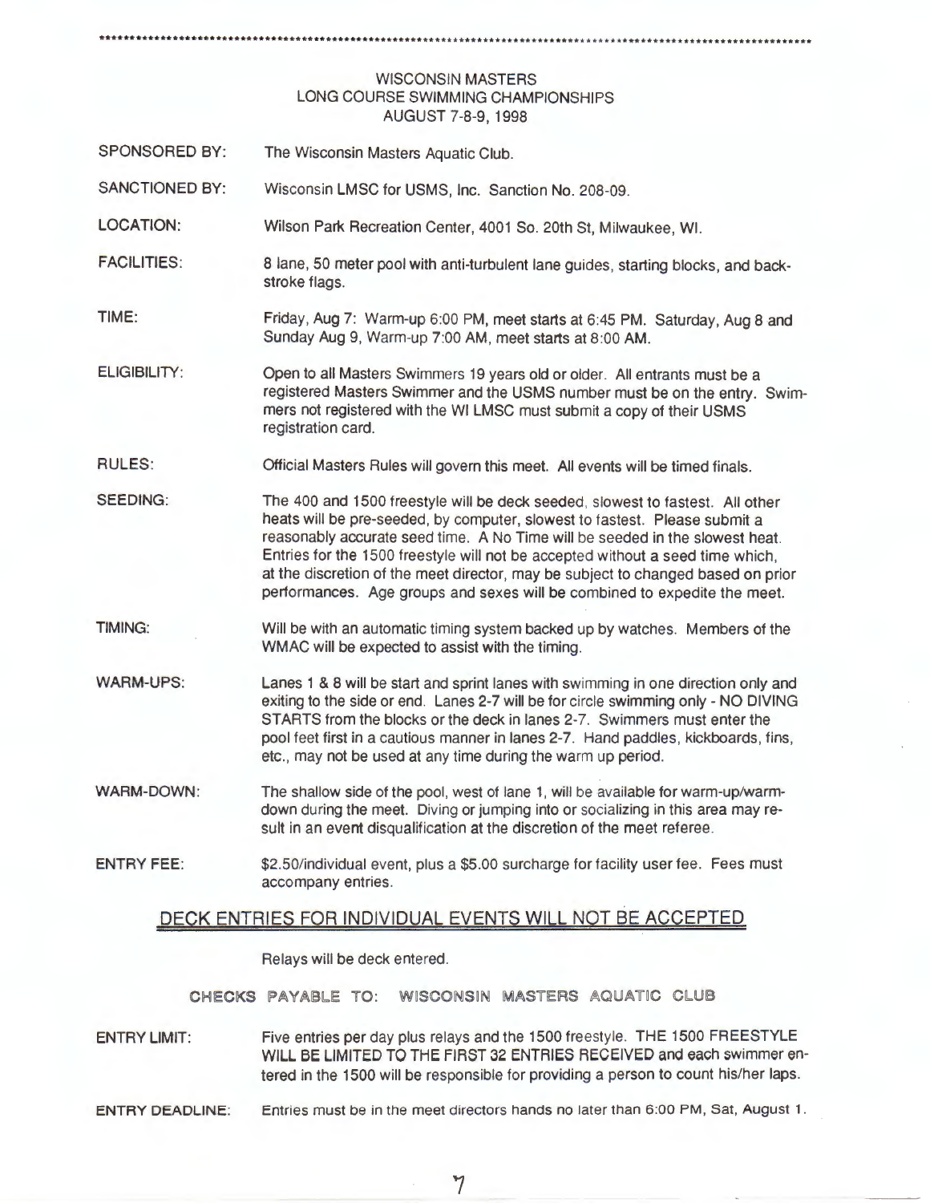# WISCONSIN MASTERS
## LONG COURSE SWIMMING CHAMPIONSHIPS
### AUGUST 7-8-9, 1998

**SPONSORED BY:** The Wisconsin Masters Aquatic Club.

**SANCTIONED BY:** Wisconsin LMSC for USMS, Inc. Sanction No. 208-09.

**LOCATION:** Wilson Park Recreation Center, 4001 So. 20th St, Milwaukee, WI.

**FACILITIES:** 8 lane, 50 meter pool with anti-turbulent lane guides, starting blocks, and back-stroke flags.

**TIME:** Friday, Aug 7: Warm-up 6:00 PM, meet starts at 6:45 PM. Saturday, Aug 8 and Sunday Aug 9, Warm-up 7:00 AM, meet starts at 8:00 AM.

**ELIGIBILITY:** Open to all Masters Swimmers 19 years old or older. All entrants must be a registered Masters Swimmer and the USMS number must be on the entry. Swimmers not registered with the WI LMSC must submit a copy of their USMS registration card.

**RULES:** Official Masters Rules will govern this meet. All events will be timed finals.

**SEEDING:** The 400 and 1500 freestyle will be deck seeded, slowest to fastest. All other heats will be pre-seeded, by computer, slowest to fastest. Please submit a reasonably accurate seed time. A No Time will be seeded in the slowest heat. Entries for the 1500 freestyle will not be accepted without a seed time which, at the discretion of the meet director, may be subject to changed based on prior performances. Age groups and sexes will be combined to expedite the meet.

**TIMING:** Will be with an automatic timing system backed up by watches. Members of the WMAC will be expected to assist with the timing.

**WARM-UPS:** Lanes 1 & 8 will be start and sprint lanes with swimming in one direction only and exiting to the side or end. Lanes 2-7 will be for circle swimming only - NO DIVING STARTS from the blocks or the deck in lanes 2-7. Swimmers must enter the pool feet first in a cautious manner in lanes 2-7. Hand paddles, kickboards, fins, etc., may not be used at any time during the warm up period.

**WARM-DOWN:** The shallow side of the pool, west of lane 1, will be available for warm-up/warm-down during the meet. Diving or jumping into or socializing in this area may result in an event disqualification at the discretion of the meet referee.

**ENTRY FEE:** $2.50/individual event, plus a $5.00 surcharge for facility user fee. Fees must accompany entries.

<u>DECK ENTRIES FOR INDIVIDUAL EVENTS WILL NOT BE ACCEPTED</u>

Relays will be deck entered.

**CHECKS PAYABLE TO: WISCONSIN MASTERS AQUATIC CLUB**

**ENTRY LIMIT:** Five entries per day plus relays and the 1500 freestyle. THE 1500 FREESTYLE WILL BE LIMITED TO THE FIRST 32 ENTRIES RECEIVED and each swimmer entered in the 1500 will be responsible for providing a person to count his/her laps.

**ENTRY DEADLINE:** Entries must be in the meet directors hands no later than 6:00 PM, Sat, August 1.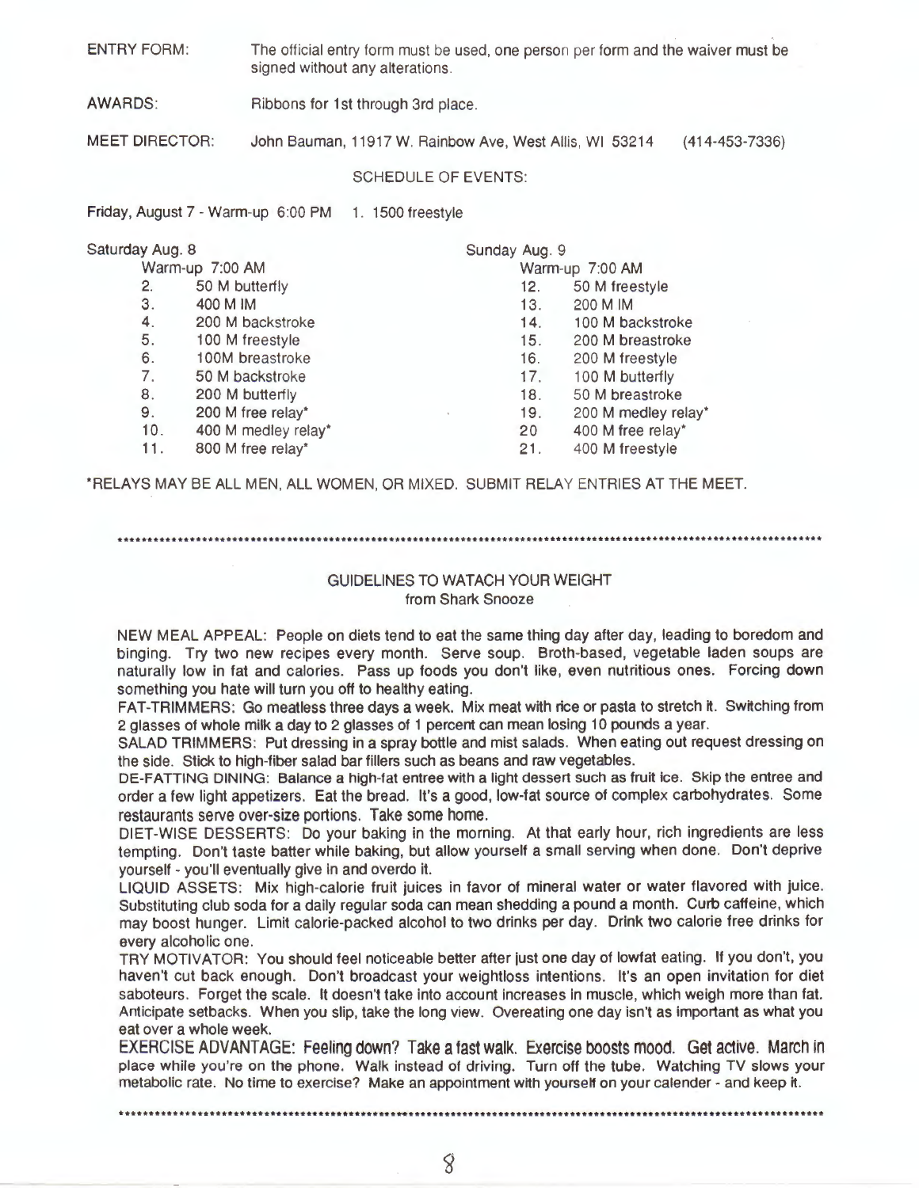ENTRY FORM: The official entry form must be used, one person per form and the waiver must be signed without any alterations.

AWARDS: Ribbons for 1st through 3rd place.

MEET DIRECTOR: John Bauman, 11917 W. Rainbow Ave, West Allis, WI 53214 (414-453-7336)

SCHEDULE OF EVENTS:

Friday, August 7 - Warm-up 6:00 PM 1. 1500 freestyle

Saturday Aug. 8

Warm-up 7:00 AM

2. 50 M butterfly
3. 400 M IM
4. 200 M backstroke
5. 100 M freestyle
6. 100M breastroke
7. 50 M backstroke
8. 200 M butterfly
9. 200 M free relay*
10. 400 M medley relay*
11. 800 M free relay*

Sunday Aug. 9

Warm-up 7:00 AM

12. 50 M freestyle
13. 200 M IM
14. 100 M backstroke
15. 200 M breastroke
16. 200 M freestyle
17. 100 M butterfly
18. 50 M breastroke
19. 200 M medley relay*
20. 400 M free relay*
21. 400 M freestyle

*RELAYS MAY BE ALL MEN, ALL WOMEN, OR MIXED. SUBMIT RELAY ENTRIES AT THE MEET.

---

## GUIDELINES TO WATACH YOUR WEIGHT
from Shark Snooze

NEW MEAL APPEAL: People on diets tend to eat the same thing day after day, leading to boredom and binging. Try two new recipes every month. Serve soup. Broth-based, vegetable laden soups are naturally low in fat and calories. Pass up foods you don't like, even nutritious ones. Forcing down something you hate will turn you off to healthy eating.

FAT-TRIMMERS: Go meatless three days a week. Mix meat with rice or pasta to stretch it. Switching from 2 glasses of whole milk a day to 2 glasses of 1 percent can mean losing 10 pounds a year.

SALAD TRIMMERS: Put dressing in a spray bottle and mist salads. When eating out request dressing on the side. Stick to high-fiber salad bar fillers such as beans and raw vegetables.

DE-FATTING DINING: Balance a high-fat entree with a light dessert such as fruit ice. Skip the entree and order a few light appetizers. Eat the bread. It's a good, low-fat source of complex carbohydrates. Some restaurants serve over-size portions. Take some home.

DIET-WISE DESSERTS: Do your baking in the morning. At that early hour, rich ingredients are less tempting. Don't taste batter while baking, but allow yourself a small serving when done. Don't deprive yourself - you'll eventually give in and overdo it.

LIQUID ASSETS: Mix high-calorie fruit juices in favor of mineral water or water flavored with juice. Substituting club soda for a daily regular soda can mean shedding a pound a month. Curb caffeine, which may boost hunger. Limit calorie-packed alcohol to two drinks per day. Drink two calorie free drinks for every alcoholic one.

TRY MOTIVATOR: You should feel noticeable better after just one day of lowfat eating. If you don't, you haven't cut back enough. Don't broadcast your weightloss intentions. It's an open invitation for diet saboteurs. Forget the scale. It doesn't take into account increases in muscle, which weigh more than fat. Anticipate setbacks. When you slip, take the long view. Overeating one day isn't as important as what you eat over a whole week.

EXERCISE ADVANTAGE: Feeling down? Take a fast walk. Exercise boosts mood. Get active. March in place while you're on the phone. Walk instead of driving. Turn off the tube. Watching TV slows your metabolic rate. No time to exercise? Make an appointment with yourself on your calender - and keep it.

---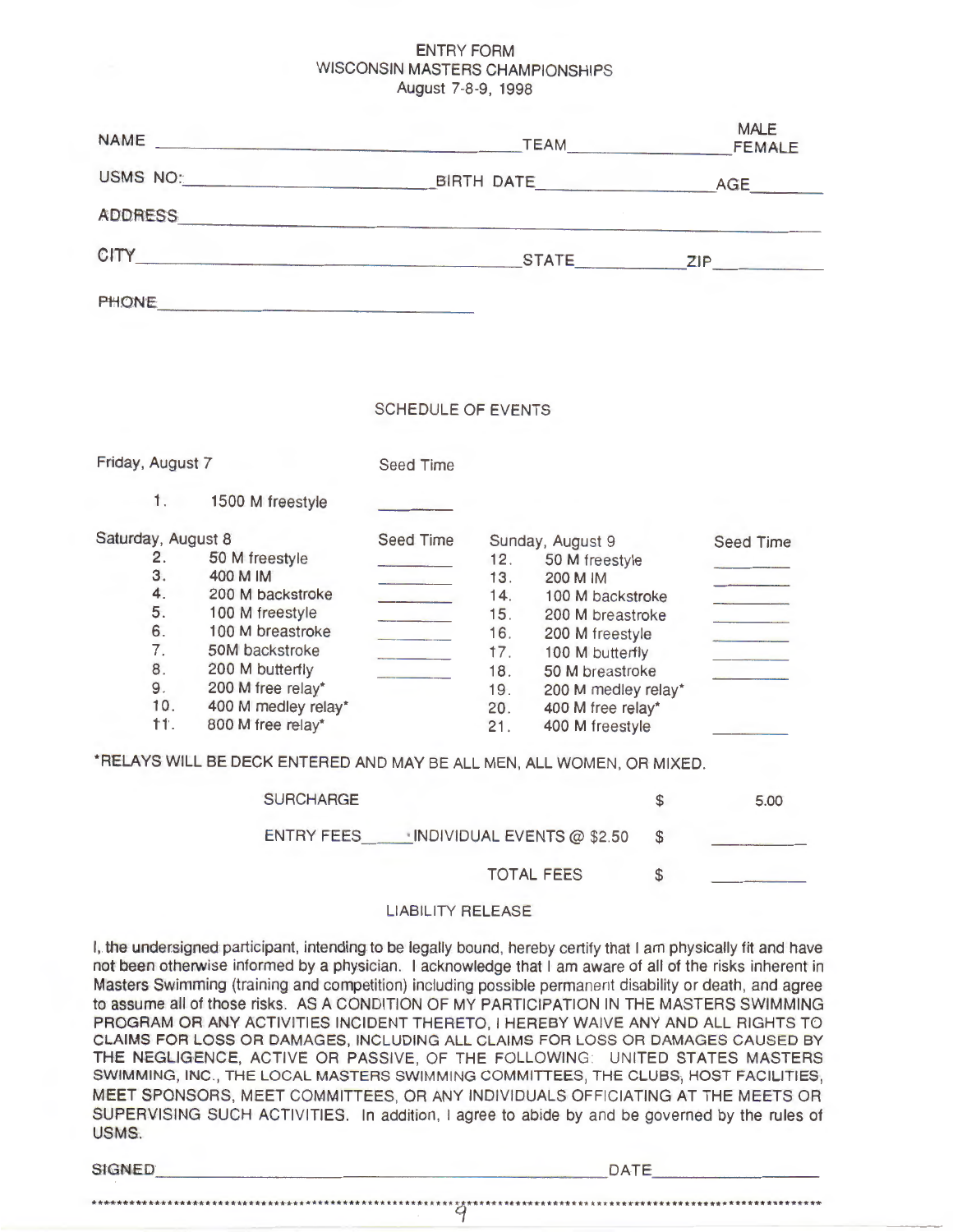# ENTRY FORM
## WISCONSIN MASTERS CHAMPIONSHIPS
### August 7-8-9, 1998

NAME ______________________________ TEAM ______________ MALE / FEMALE

USMS NO: ______________________ BIRTH DATE ______________ AGE ______

ADDRESS ______________________________________________

CITY ______________________________ STATE __________ ZIP __________

PHONE ______________________________

## SCHEDULE OF EVENTS

**Friday, August 7**

| | Event | Seed Time |
|---|---|---|
| 1. | 1500 M freestyle | ______ |

**Saturday, August 8**

| | Event | Seed Time |
|---|---|---|
| 2. | 50 M freestyle | ______ |
| 3. | 400 M IM | ______ |
| 4. | 200 M backstroke | ______ |
| 5. | 100 M freestyle | ______ |
| 6. | 100 M breastroke | ______ |
| 7. | 50M backstroke | ______ |
| 8. | 200 M butterfly | ______ |
| 9. | 200 M free relay* | |
| 10. | 400 M medley relay* | |
| 11. | 800 M free relay* | |

**Sunday, August 9**

| | Event | Seed Time |
|---|---|---|
| 12. | 50 M freestyle | ______ |
| 13. | 200 M IM | ______ |
| 14. | 100 M backstroke | ______ |
| 15. | 200 M breastroke | ______ |
| 16. | 200 M freestyle | ______ |
| 17. | 100 M butterfly | ______ |
| 18. | 50 M breastroke | ______ |
| 19. | 200 M medley relay* | |
| 20. | 400 M free relay* | |
| 21. | 400 M freestyle | ______ |

*RELAYS WILL BE DECK ENTERED AND MAY BE ALL MEN, ALL WOMEN, OR MIXED.

| | | |
|---|---|---|
| SURCHARGE | $ | 5.00 |
| ENTRY FEES ____ INDIVIDUAL EVENTS @ $2.50 | $ | ______ |
| TOTAL FEES | $ | ______ |

## LIABILITY RELEASE

I, the undersigned participant, intending to be legally bound, hereby certify that I am physically fit and have not been otherwise informed by a physician. I acknowledge that I am aware of all of the risks inherent in Masters Swimming (training and competition) including possible permanent disability or death, and agree to assume all of those risks. AS A CONDITION OF MY PARTICIPATION IN THE MASTERS SWIMMING PROGRAM OR ANY ACTIVITIES INCIDENT THERETO, I HEREBY WAIVE ANY AND ALL RIGHTS TO CLAIMS FOR LOSS OR DAMAGES, INCLUDING ALL CLAIMS FOR LOSS OR DAMAGES CAUSED BY THE NEGLIGENCE, ACTIVE OR PASSIVE, OF THE FOLLOWING: UNITED STATES MASTERS SWIMMING, INC., THE LOCAL MASTERS SWIMMING COMMITTEES, THE CLUBS, HOST FACILITIES, MEET SPONSORS, MEET COMMITTEES, OR ANY INDIVIDUALS OFFICIATING AT THE MEETS OR SUPERVISING SUCH ACTIVITIES. In addition, I agree to abide by and be governed by the rules of USMS.

SIGNED ______________________________________ DATE ______________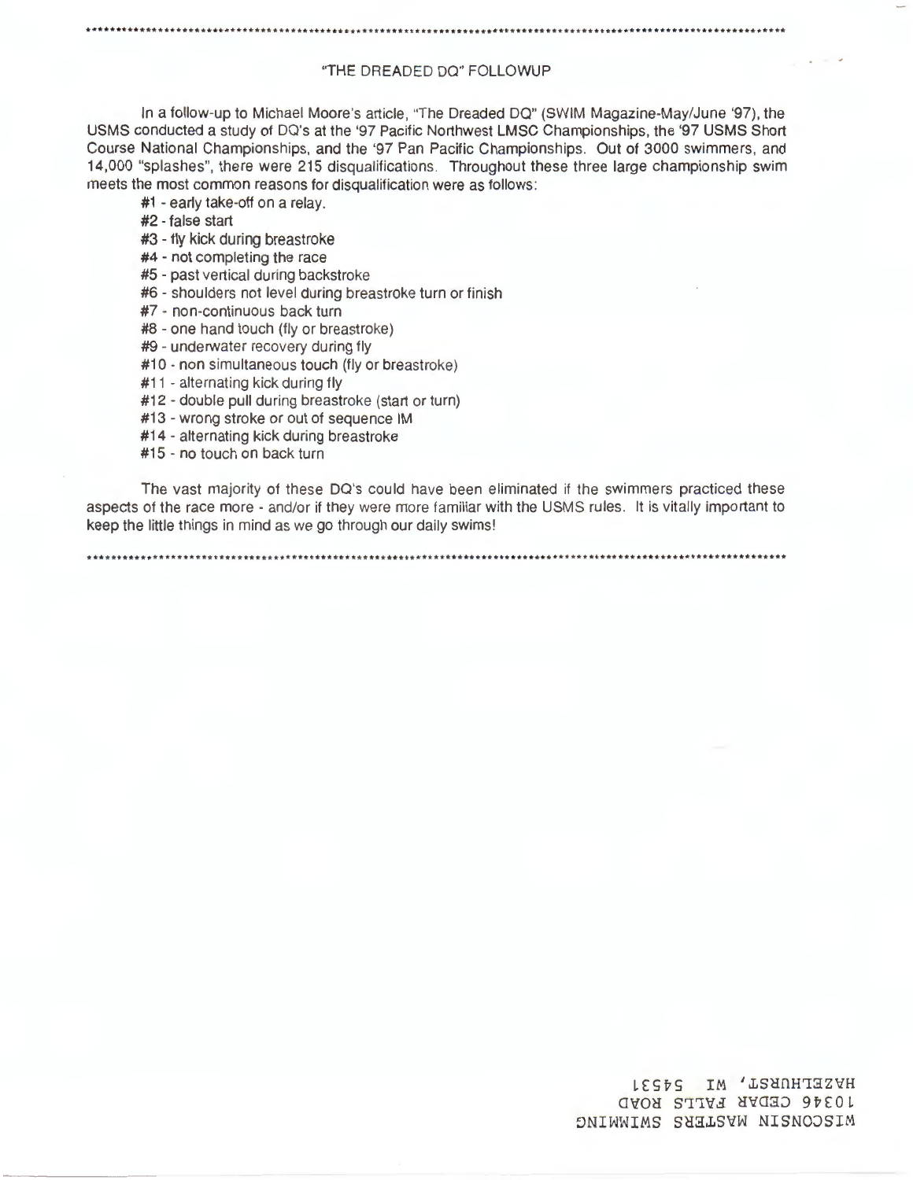## "THE DREADED DQ" FOLLOWUP

In a follow-up to Michael Moore's article, "The Dreaded DQ" (SWIM Magazine-May/June '97), the USMS conducted a study of DQ's at the '97 Pacific Northwest LMSC Championships, the '97 USMS Short Course National Championships, and the '97 Pan Pacific Championships. Out of 3000 swimmers, and 14,000 "splashes", there were 215 disqualifications. Throughout these three large championship swim meets the most common reasons for disqualification were as follows:

- #1 - early take-off on a relay.
- #2 - false start
- #3 - fly kick during breastroke
- #4 - not completing the race
- #5 - past vertical during backstroke
- #6 - shoulders not level during breastroke turn or finish
- #7 - non-continuous back turn
- #8 - one hand touch (fly or breastroke)
- #9 - underwater recovery during fly
- #10 - non simultaneous touch (fly or breastroke)
- #11 - alternating kick during fly
- #12 - double pull during breastroke (start or turn)
- #13 - wrong stroke or out of sequence IM
- #14 - alternating kick during breastroke
- #15 - no touch on back turn

The vast majority of these DQ's could have been eliminated if the swimmers practiced these aspects of the race more - and/or if they were more familiar with the USMS rules. It is vitally important to keep the little things in mind as we go through our daily swims!

WISCONSIN MASTERS SWIMMING
10346 CEDAR FALLS ROAD
HAZELHURST, WI 54531